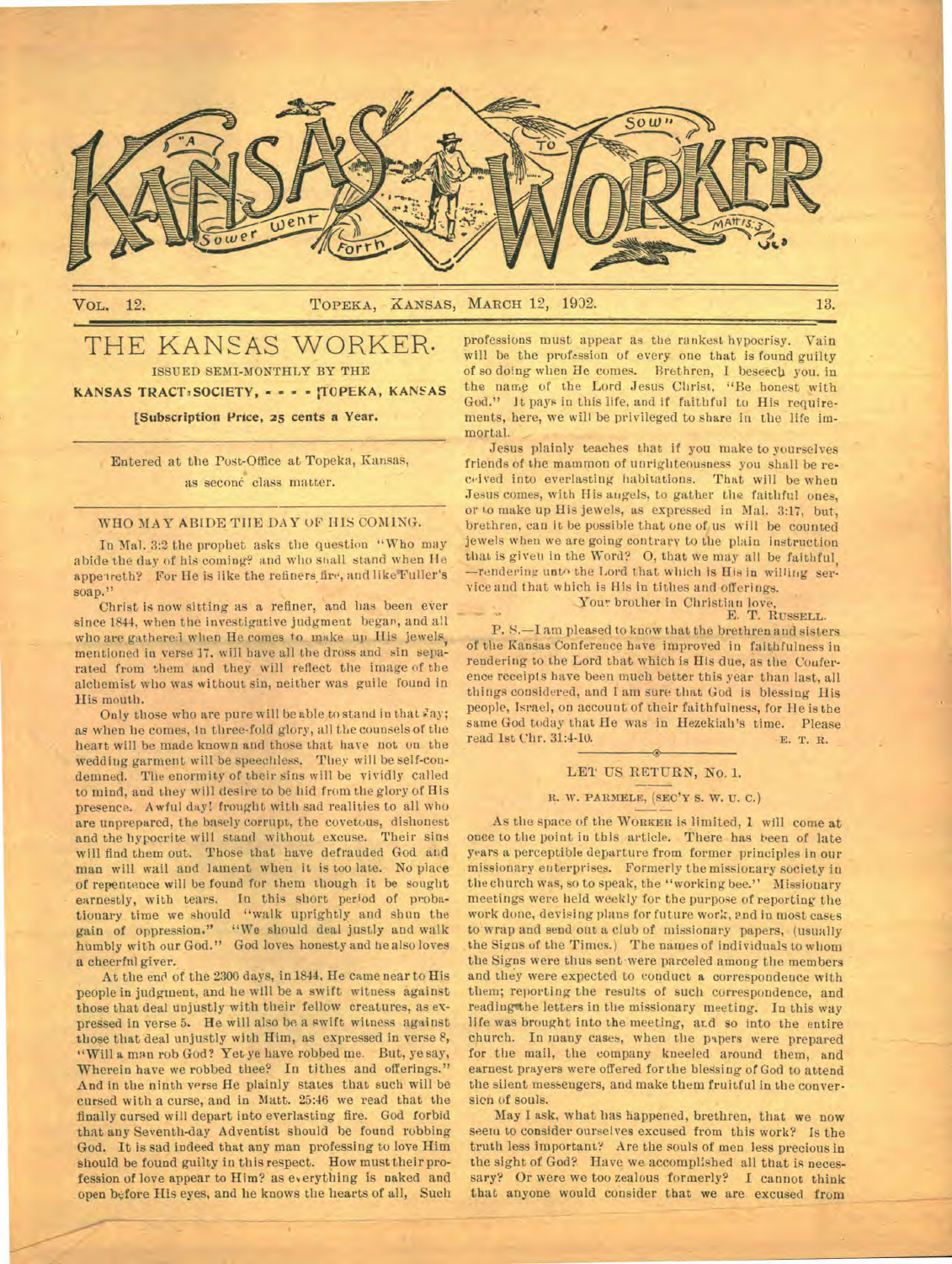# KANSAS WORKER

"A Sower went forth to sow" Matt. 13:3

VOL. 12. TOPEKA, KANSAS, MARCH 12, 1902. 13.

## THE KANSAS WORKER.

ISSUED SEMI-MONTHLY BY THE

**KANSAS TRACT SOCIETY, - - - - TOPEKA, KANSAS**

**[Subscription Price, 25 cents a Year.**

Entered at the Post-Office at Topeka, Kansas, as second class matter.

### WHO MAY ABIDE THE DAY OF HIS COMING.

In Mal. 3:2 the prophet asks the question "Who may abide the day of his coming? and who shall stand when He appeareth? For He is like the refiners fire, and like Fuller's soap."

Christ is now sitting as a refiner, and has been ever since 1844, when the investigative judgment began, and all who are gathered when He comes to make up His jewels, mentioned in verse 17, will have all the dross and sin separated from them and they will reflect the image of the alchemist who was without sin, neither was guile found in His mouth.

Only those who are pure will be able to stand in that day; as when he comes, in three-fold glory, all the counsels of the heart will be made known and those that have not on the wedding garment will be speechless. They will be self-condemned. The enormity of their sins will be vividly called to mind, and they will desire to be hid from the glory of His presence. Awful day! fraught with sad realities to all who are unprepared, the basely corrupt, the covetous, dishonest and the hypocrite will stand without excuse. Their sins will find them out. Those that have defrauded God and man will wail and lament when it is too late. No place of repentance will be found for them though it be sought earnestly, with tears. In this short period of probationary time we should "walk uprightly and shun the gain of oppression." "We should deal justly and walk humbly with our God." God loves honesty and he also loves a cheerful giver.

At the end of the 2300 days, in 1844, He came near to His people in judgment, and he will be a swift witness against those that deal unjustly with their fellow creatures, as expressed in verse 5. He will also be a swift witness against those that deal unjustly with Him, as expressed in verse 8, "Will a man rob God? Yet ye have robbed me. But, ye say, Wherein have we robbed thee? In tithes and offerings." And in the ninth verse He plainly states that such will be cursed with a curse, and in Matt. 25:46 we read that the finally cursed will depart into everlasting fire. God forbid that any Seventh-day Adventist should be found robbing God. It is sad indeed that any man professing to love Him should be found guilty in this respect. How must their profession of love appear to Him? as everything is naked and open before His eyes, and he knows the hearts of all. Such professions must appear as the rankest hypocrisy. Vain will be the profession of every one that is found guilty of so doing when He comes. Brethren, I beseech you, in the name of the Lord Jesus Christ, "Be honest with God." It pays in this life, and if faithful to His requirements, here, we will be privileged to share in the life immortal.

Jesus plainly teaches that if you make to yourselves friends of the mammon of unrighteousness you shall be received into everlasting habitations. That will be when Jesus comes, with His angels, to gather the faithful ones, or to make up His jewels, as expressed in Mal. 3:17, but, brethren, can it be possible that one of us will be counted jewels when we are going contrary to the plain instruction that is given in the Word? O, that we may all be faithful, —rendering unto the Lord that which is His in willing service and that which is His in tithes and offerings.

Your brother in Christian love,

E. T. RUSSELL.

P. S.—I am pleased to know that the brethren and sisters of the Kansas Conference have improved in faithfulness in rendering to the Lord that which is His due, as the Conference receipts have been much better this year than last, all things considered, and I am sure that God is blessing His people, Israel, on account of their faithfulness, for He is the same God today that He was in Hezekiah's time. Please read 1st Chr. 31:4-10.

E. T. R.

### LET US RETURN, No. 1.

R. W. PARMELE, (SEC'Y S. W. U. C.)

As the space of the WORKER is limited, I will come at once to the point in this article. There has been of late years a perceptible departure from former principles in our missionary enterprises. Formerly the missionary society in the church was, so to speak, the "working bee." Missionary meetings were held weekly for the purpose of reporting the work done, devising plans for future work, and in most cases to wrap and send out a club of missionary papers, (usually the Signs of the Times.) The names of individuals to whom the Signs were thus sent were parceled among the members and they were expected to conduct a correspondence with them; reporting the results of such correspondence, and reading the letters in the missionary meeting. In this way life was brought into the meeting, and so into the entire church. In many cases, when the papers were prepared for the mail, the company kneeled around them, and earnest prayers were offered for the blessing of God to attend the silent messengers, and make them fruitful in the conversion of souls.

May I ask, what has happened, brethren, that we now seem to consider ourselves excused from this work? Is the truth less important? Are the souls of men less precious in the sight of God? Have we accomplished all that is necessary? Or were we too zealous formerly? I cannot think that anyone would consider that we are excused from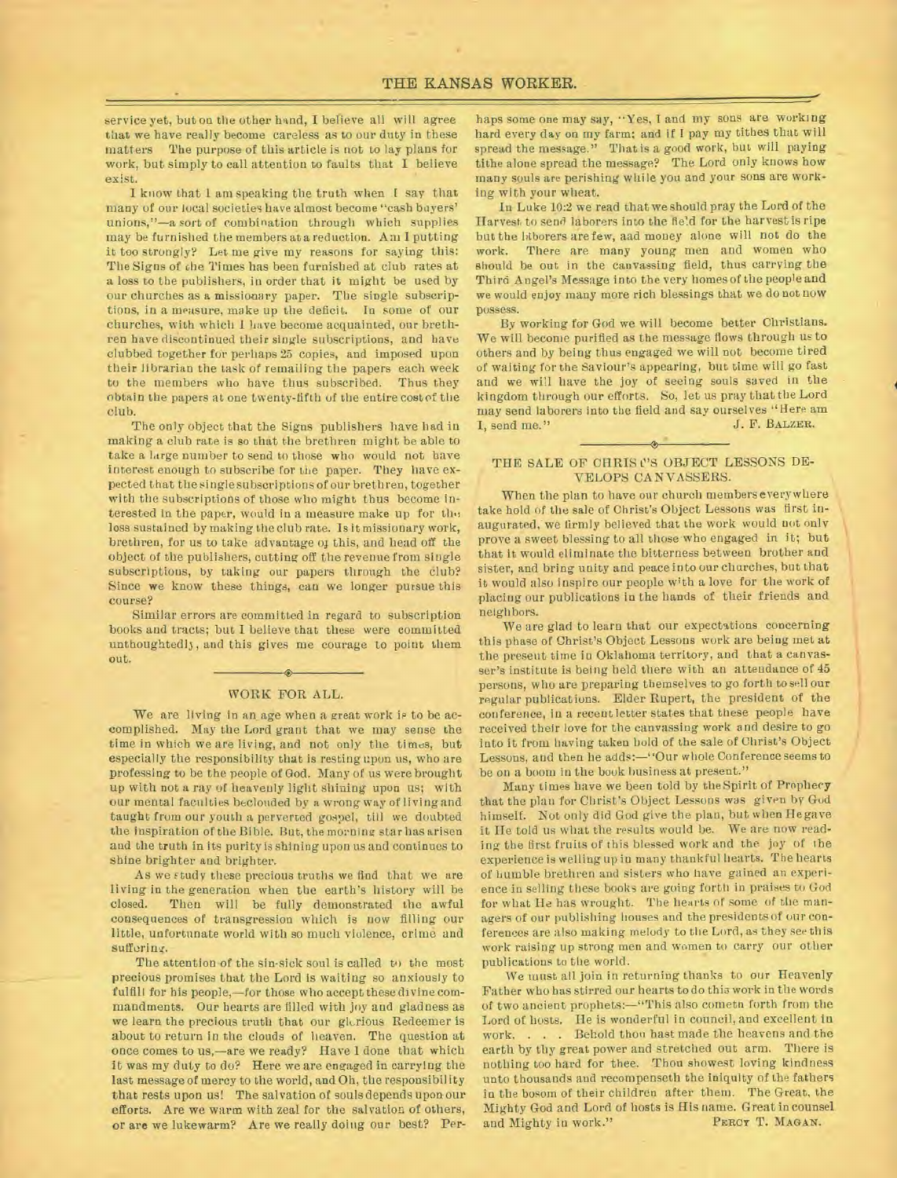service yet, but on the other hand, I believe all will agree that we have really become careless as to our duty in these matters The purpose of this article is not to lay plans for work, but simply to call attention to faults that I believe exist.

I know that I am speaking the truth when I say that many of our local societies have almost become "cash buyers' unions,"—a sort of combination through which supplies may be furnished the members at a reduction. Am I putting it too strongly? Let me give my reasons for saying this: The Signs of the Times has been furnished at club rates at a loss to the publishers, in order that it might be used by our churches as a missionary paper. The single subscriptions, in a measure, make up the deficit. In some of our churches, with which I have become acquainted, our brethren have discontinued their single subscriptions, and have clubbed together for perhaps 25 copies, and imposed upon their librarian the task of remailing the papers each week to the members who have thus subscribed. Thus they obtain the papers at one twenty-fifth of the entire cost of the club.

The only object that the Signs publishers have had in making a club rate is so that the brethren might be able to take a large number to send to those who would not have interest enough to subscribe for the paper. They have expected that the single subscriptions of our brethren, together with the subscriptions of those who might thus become interested in the paper, would in a measure make up for the loss sustained by making the club rate. Is it missionary work, brethren, for us to take advantage of this, and head off the object of the publishers, cutting off the revenue from single subscriptions, by taking our papers through the club? Since we know these things, can we longer pursue this course?

Similar errors are committed in regard to subscription books and tracts; but I believe that these were committed unthoughtedly, and this gives me courage to point them out.

## WORK FOR ALL.

We are living in an age when a great work is to be accomplished. May the Lord grant that we may sense the time in which we are living, and not only the times, but especially the responsibility that is resting upon us, who are professing to be the people of God. Many of us were brought up with not a ray of heavenly light shining upon us; with our mental faculties beclouded by a wrong way of living and taught from our youth a perverted gospel, till we doubted the inspiration of the Bible. But, the morning star has arisen and the truth in its purity is shining upon us and continues to shine brighter and brighter.

As we study these precious truths we find that we are living in the generation when the earth's history will be closed. Then will be fully demonstrated the awful consequences of transgression which is now filling our little, unfortunate world with so much violence, crime and suffering.

The attention of the sin-sick soul is called to the most precious promises that the Lord is waiting so anxiously to fulfill for his people,—for those who accept these divine commandments. Our hearts are filled with joy and gladness as we learn the precious truth that our glorious Redeemer is about to return in the clouds of heaven. The question at once comes to us,—are we ready? Have I done that which it was my duty to do? Here we are engaged in carrying the last message of mercy to the world, and Oh, the responsibility that rests upon us! The salvation of souls depends upon our efforts. Are we warm with zeal for the salvation of others, or are we lukewarm? Are we really doing our best? Perhaps some one may say, "Yes, I and my sons are working hard every day on my farm; and if I pay my tithes that will spread the message." That is a good work, but will paying tithe alone spread the message? The Lord only knows how many souls are perishing while you and your sons are working with your wheat.

In Luke 10:2 we read that we should pray the Lord of the Harvest to send laborers into the field for the harvest is ripe but the laborers are few, aad money alone will not do the work. There are many young men and women who should be out in the canvassing field, thus carrying the Third Angel's Message into the very homes of the people and we would enjoy many more rich blessings that we do not now possess.

By working for God we will become better Christians. We will become purified as the message flows through us to others and by being thus engaged we will not become tired of waiting for the Saviour's appearing, but time will go fast and we will have the joy of seeing souls saved in the kingdom through our efforts. So, let us pray that the Lord may send laborers into the field and say ourselves "Here am I, send me."

J. F. BALZER.

## THE SALE OF CHRIST'S OBJECT LESSONS DEVELOPS CANVASSERS.

When the plan to have our church members everywhere take hold of the sale of Christ's Object Lessons was first inaugurated, we firmly believed that the work would not only prove a sweet blessing to all those who engaged in it; but that it would eliminate the bitterness between brother and sister, and bring unity and peace into our churches, but that it would also inspire our people with a love for the work of placing our publications in the hands of their friends and neighbors.

We are glad to learn that our expectations concerning this phase of Christ's Object Lessons work are being met at the present time in Oklahoma territory, and that a canvasser's institute is being held there with an attendance of 45 persons, who are preparing themselves to go forth to sell our regular publications. Elder Rupert, the president of the conference, in a recent letter states that these people have received their love for the canvassing work and desire to go into it from having taken hold of the sale of Christ's Object Lessons, and then he adds:—"Our whole Conference seems to be on a boom in the book business at present."

Many times have we been told by the Spirit of Prophecy that the plan for Christ's Object Lessons was given by God himself. Not only did God give the plan, but when He gave it He told us what the results would be. We are now reading the first fruits of this blessed work and the joy of the experience is welling up in many thankful hearts. The hearts of humble brethren and sisters who have gained an experience in selling these books are going forth in praises to God for what He has wrought. The hearts of some of the managers of our publishing houses and the presidents of our conferences are also making melody to the Lord, as they see this work raising up strong men and women to carry our other publications to the world.

We must all join in returning thanks to our Heavenly Father who has stirred our hearts to do this work in the words of two ancient prophets:—"This also cometh forth from the Lord of hosts. He is wonderful in council, and excellent in work. . . . Behold thou hast made the heavens and the earth by thy great power and stretched out arm. There is nothing too hard for thee. Thou showest loving kindness unto thousands and recompenseth the iniquity of the fathers in the bosom of their children after them. The Great, the Mighty God and Lord of hosts is His name. Great in counsel and Mighty in work."

PERCY T. MAGAN.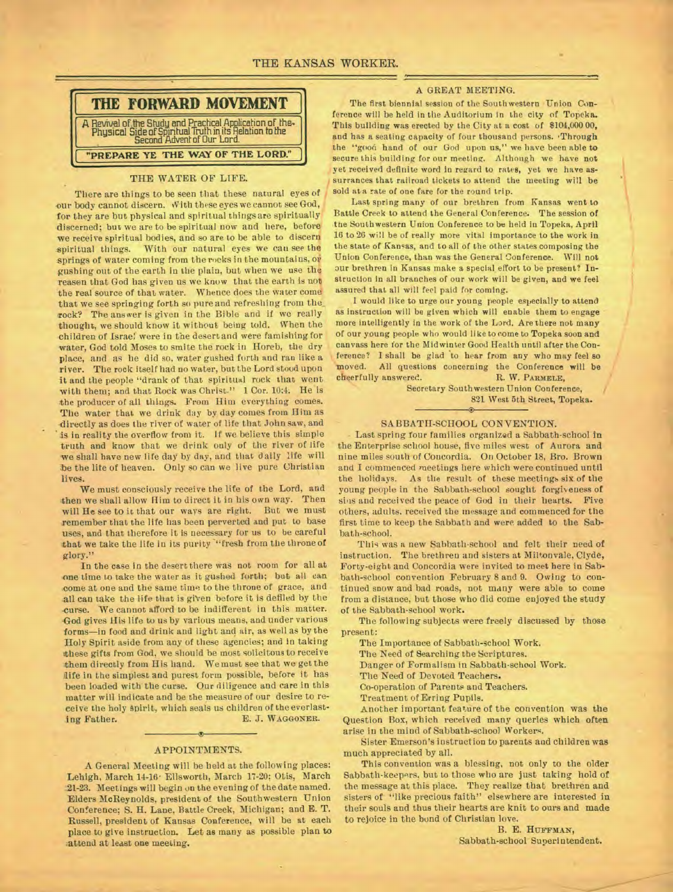## THE FORWARD MOVEMENT

A Revival of the Study and Practical Application of the Physical Side of Spiritual Truth in its Relation to the Second Advent of Our Lord.

**"PREPARE YE THE WAY OF THE LORD."**

### THE WATER OF LIFE.

There are things to be seen that these natural eyes of our body cannot discern. With these eyes we cannot see God, for they are but physical and spiritual things are spiritually discerned; but we are to be spiritual now and here, before we receive spiritual bodies, and so are to be able to discern spiritual things. With our natural eyes we can see the springs of water coming from the rocks in the mountains, or gushing out of the earth in the plain, but when we use the reason that God has given us we know that the earth is not the real source of that water. Whence does the water come that we see springing forth so pure and refreshing from the rock? The answer is given in the Bible and if we really thought, we should know it without being told. When the children of Israel were in the desert and were famishing for water, God told Moses to smite the rock in Horeb, the dry place, and as he did so, water gushed forth and ran like a river. The rock itself had no water, but the Lord stood upon it and the people "drank of that spiritual rock that went with them; and that Rock was Christ." 1 Cor. 10:4. He is the producer of all things. From Him everything comes. The water that we drink day by day comes from Him as directly as does the river of water of life that John saw, and is in reality the overflow from it. If we believe this simple truth and know that we drink only of the river of life we shall have new life day by day, and that daily life will be the life of heaven. Only so can we live pure Christian lives.

We must consciously receive the life of the Lord, and then we shall allow Him to direct it in his own way. Then will He see to it that our ways are right. But we must remember that the life has been perverted and put to base uses, and that therefore it is necessary for us to be careful that we take the life in its purity "fresh from the throne of glory."

In the case in the desert there was not room for all at one time to take the water as it gushed forth; but all can come at one and the same time to the throne of grace, and all can take the life that is given before it is defiled by the curse. We cannot afford to be indifferent in this matter. God gives His life to us by various means, and under various forms—in food and drink and light and air, as well as by the Holy Spirit aside from any of these agencies; and in taking these gifts from God, we should be most solicitous to receive them directly from His hand. We must see that we get the life in the simplest and purest form possible, before it has been loaded with the curse. Our diligence and care in this matter will indicate and be the measure of our desire to receive the holy Spirit, which seals us children of the everlasting Father.

E. J. WAGGONER.

### APPOINTMENTS.

A General Meeting will be held at the following places: Lehigh, March 14-16; Ellsworth, March 17-20; Otis, March 21-23. Meetings will begin on the evening of the date named. Elders McReynolds, president of the Southwestern Union Conference; S. H. Lane, Battle Creek, Michigan; and E. T. Russell, president of Kansas Conference, will be at each place to give instruction. Let as many as possible plan to attend at least one meeting.

### A GREAT MEETING.

The first biennial session of the Southwestern Union Conference will be held in the Auditorium in the city of Topeka. This building was erected by the City at a cost of $104,000 00, and has a seating capacity of four thousand persons. Through the "good hand of our God upon us," we have been able to secure this building for our meeting. Although we have not yet received definite word in regard to rates, yet we have assurances that railroad tickets to attend the meeting will be sold at a rate of one fare for the round trip.

Last spring many of our brethren from Kansas went to Battle Creek to attend the General Conference. The session of the Southwestern Union Conference to be held in Topeka, April 16 to 26 will be of really more vital importance to the work in the state of Kansas, and to all of the other states composing the Union Conference, than was the General Conference. Will not our brethren in Kansas make a special effort to be present? Instruction in all branches of our work will be given, and we feel assured that all will feel paid for coming.

I would like to urge our young people especially to attend as instruction will be given which will enable them to engage more intelligently in the work of the Lord. Are there not many of our young people who would like to come to Topeka soon and canvass here for the Midwinter Good Health until after the Conference? I shall be glad to hear from any who may feel so moved. All questions concerning the Conference will be cheerfully answered.

R. W. PARMELE,
Secretary Southwestern Union Conference,
821 West 5th Street, Topeka.

### SABBATH-SCHOOL CONVENTION.

Last spring four families organized a Sabbath-school in the Enterprise school house, five miles west of Aurora and nine miles south of Concordia. On October 18, Bro. Brown and I commenced meetings here which were continued until the holidays. As the result of these meetings six of the young people in the Sabbath-school sought forgiveness of sins and received the peace of God in their hearts. Five others, adults, received the message and commenced for the first time to keep the Sabbath and were added to the Sabbath-school.

This was a new Sabbath-school and felt their need of instruction. The brethren and sisters at Miltonvale, Clyde, Forty-eight and Concordia were invited to meet here in Sabbath-school convention February 8 and 9. Owing to continued snow and bad roads, not many were able to come from a distance, but those who did come enjoyed the study of the Sabbath-school work.

The following subjects were freely discussed by those present:

The Importance of Sabbath-school Work.
The Need of Searching the Scriptures.
Danger of Formalism in Sabbath-school Work.
The Need of Devoted Teachers.
Co-operation of Parents and Teachers.
Treatment of Erring Pupils.

Another important feature of the convention was the Question Box, which received many queries which often arise in the mind of Sabbath-school Workers.

Sister Emerson's instruction to parents and children was much appreciated by all.

This convention was a blessing, not only to the older Sabbath-keepers, but to those who are just taking hold of the message at this place. They realize that brethren and sisters of "like precious faith" elsewhere are interested in their souls and thus their hearts are knit to ours and made to rejoice in the bond of Christian love.

B. E. HUFFMAN,
Sabbath-school Superintendent.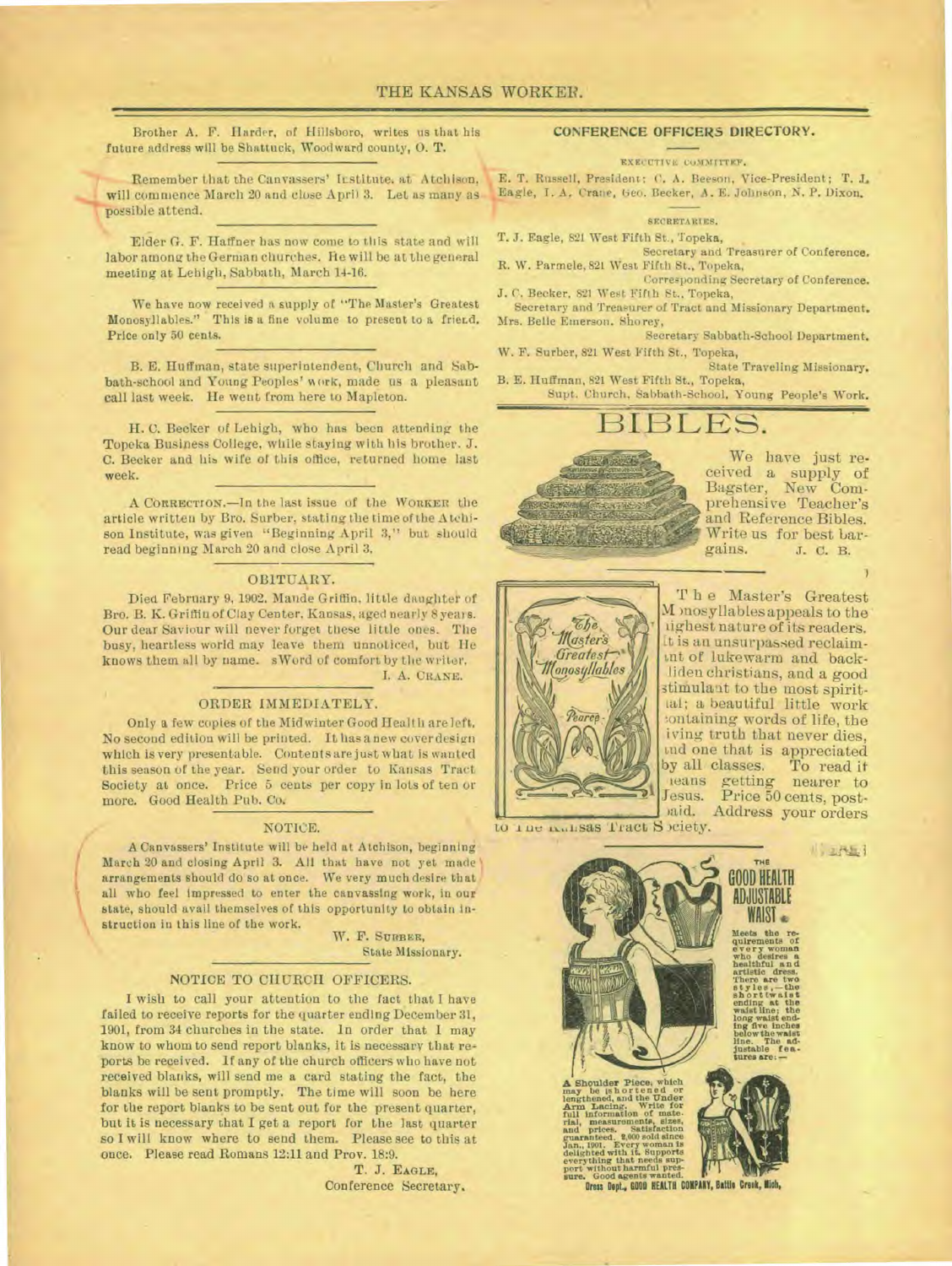Brother A. F. Harder, of Hillsboro, writes us that his future address will be Shattuck, Woodward county, O. T.

Remember that the Canvassers' Institute, at Atchison, will commence March 20 and close April 3. Let as many as possible attend.

Elder G. F. Haffner has now come to this state and will labor among the German churches. He will be at the general meeting at Lehigh, Sabbath, March 14-16.

We have now received a supply of "The Master's Greatest Monosyllables." This is a fine volume to present to a friend. Price only 50 cents.

B. E. Huffman, state superintendent, Church and Sabbath-school and Young Peoples' work, made us a pleasant call last week. He went from here to Mapleton.

H. C. Becker of Lehigh, who has been attending the Topeka Business College, while staying with his brother, J. C. Becker and his wife of this office, returned home last week.

A CORRECTION.—In the last issue of the WORKER the article written by Bro. Surber, stating the time of the Atchison Institute, was given "Beginning April 3," but should read beginning March 20 and close April 3.

## OBITUARY.

Died February 9, 1902, Maude Griffin, little daughter of Bro. B. K. Griffin of Clay Center, Kansas, aged nearly 8 years. Our dear Saviour will never forget these little ones. The busy, heartless world may leave them unnoticed, but He knows them all by name. sWord of comfort by the writer.

I. A. CRANE.

## ORDER IMMEDIATELY.

Only a few copies of the Midwinter Good Health are left. No second edition will be printed. It has a new cover design which is very presentable. Contents are just what is wanted this season of the year. Send your order to Kansas Tract Society at once. Price 5 cents per copy in lots of ten or more. Good Health Pub. Co.

## NOTICE.

A Canvassers' Institute will be held at Atchison, beginning March 20 and closing April 3. All that have not yet made arrangements should do so at once. We very much desire that all who feel impressed to enter the canvassing work, in our state, should avail themselves of this opportunity to obtain instruction in this line of the work.

W. F. SURBER,
State Missionary.

## NOTICE TO CHURCH OFFICERS.

I wish to call your attention to the fact that I have failed to receive reports for the quarter ending December 31, 1901, from 34 churches in the state. In order that I may know to whom to send report blanks, it is necessary that reports be received. If any of the church officers who have not received blanks, will send me a card stating the fact, the blanks will be sent promptly. The time will soon be here for the report blanks to be sent out for the present quarter, but it is necessary that I get a report for the last quarter so I will know where to send them. Please see to this at once. Please read Romans 12:11 and Prov. 18:9.

T. J. EAGLE,
Conference Secretary.

## CONFERENCE OFFICERS DIRECTORY.

### EXECUTIVE COMMITTEE.

E. T. Russell, President; C. A. Beeson, Vice-President; T. J. Eagle, I. A. Crane, Geo. Becker, A. E. Johnson, N. P. Dixon.

### SECRETARIES.

T. J. Eagle, 821 West Fifth St., Topeka,
Secretary and Treasurer of Conference.

R. W. Parmele, 821 West Fifth St., Topeka,
Corresponding Secretary of Conference.

J. C. Becker, 821 West Fifth St., Topeka,
Secretary and Treasurer of Tract and Missionary Department.

Mrs. Belle Emerson. Shorey,
Secretary Sabbath-School Department.

W. F. Surber, 821 West Fifth St., Topeka,
State Traveling Missionary.

B. E. Huffman, 821 West Fifth St., Topeka,
Supt. Church, Sabbath-School, Young People's Work.

# BIBLES.

We have just received a supply of Bagster, New Comprehensive Teacher's and Reference Bibles. Write us for best bargains. J. C. B.

The Master's Greatest Monosyllables appeals to the highest nature of its readers. It is an unsurpassed reclaimant of lukewarm and backslidden christians, and a good stimulant to the most spiritual; a beautiful little work containing words of life, the living truth that never dies, and one that is appreciated by all classes. To read it means getting nearer to Jesus. Price 50 cents, postpaid. Address your orders to The Kansas Tract Society.

THE GOOD HEALTH ADJUSTABLE WAIST

Meets the requirements of every woman who desires a healthful and artistic dress. There are two styles,—the short waist ending at the waist line; the long waist ending five inches below the waist line. The adjustable features are:—

A Shoulder Piece, which may be shortened or lengthened, and the Under Arm Lacing. Write for full information of material, measurements, sizes, and prices. Satisfaction guaranteed. 8,000 sold since Jan., 1901. Every woman is delighted with it. Supports everything that needs support without harmful pressure. Good agents wanted.

Dress Dept., GOOD HEALTH COMPANY, Battle Creek, Mich.